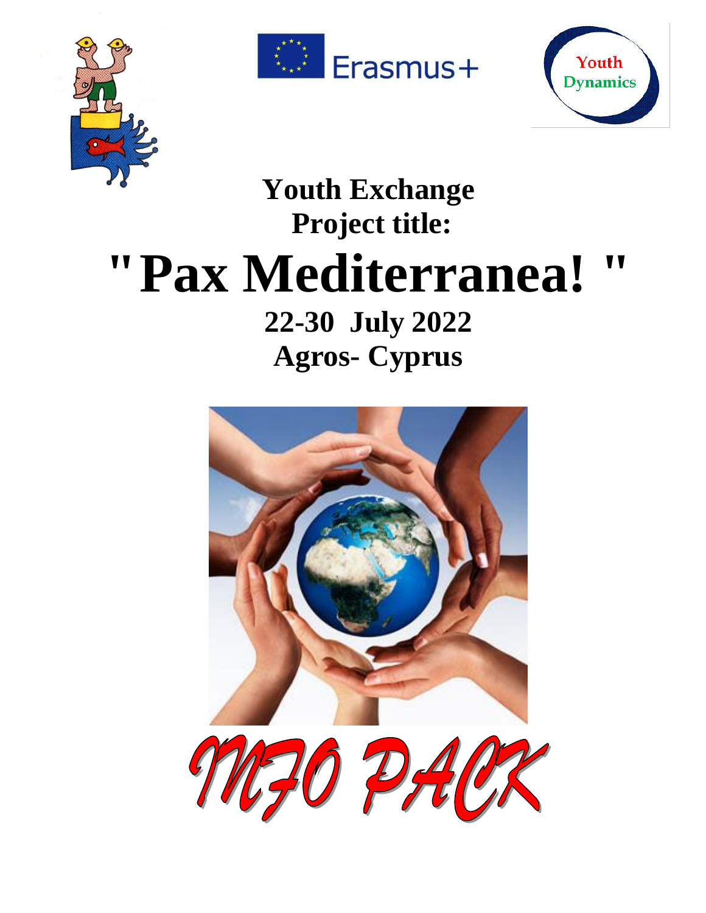Youth Dynamics

# Youth Exchange

## Project title:

# "Pax Mediterranea! "

## 22-30 July 2022

## Agros- Cyprus

INFO PACK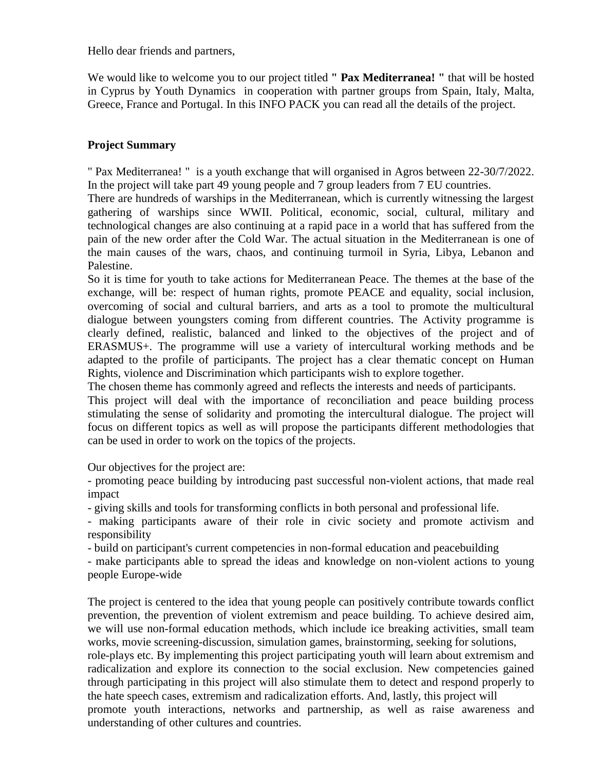Hello dear friends and partners,

We would like to welcome you to our project titled **" Pax Mediterranea! "** that will be hosted in Cyprus by Youth Dynamics in cooperation with partner groups from Spain, Italy, Malta, Greece, France and Portugal. In this INFO PACK you can read all the details of the project.

**Project Summary**

" Pax Mediterranea! " is a youth exchange that will organised in Agros between 22-30/7/2022. In the project will take part 49 young people and 7 group leaders from 7 EU countries.
There are hundreds of warships in the Mediterranean, which is currently witnessing the largest gathering of warships since WWII. Political, economic, social, cultural, military and technological changes are also continuing at a rapid pace in a world that has suffered from the pain of the new order after the Cold War. The actual situation in the Mediterranean is one of the main causes of the wars, chaos, and continuing turmoil in Syria, Libya, Lebanon and Palestine.
So it is time for youth to take actions for Mediterranean Peace. The themes at the base of the exchange, will be: respect of human rights, promote PEACE and equality, social inclusion, overcoming of social and cultural barriers, and arts as a tool to promote the multicultural dialogue between youngsters coming from different countries. The Activity programme is clearly defined, realistic, balanced and linked to the objectives of the project and of ERASMUS+. The programme will use a variety of intercultural working methods and be adapted to the profile of participants. The project has a clear thematic concept on Human Rights, violence and Discrimination which participants wish to explore together.
The chosen theme has commonly agreed and reflects the interests and needs of participants.
This project will deal with the importance of reconciliation and peace building process stimulating the sense of solidarity and promoting the intercultural dialogue. The project will focus on different topics as well as will propose the participants different methodologies that can be used in order to work on the topics of the projects.

Our objectives for the project are:

- promoting peace building by introducing past successful non-violent actions, that made real impact
- giving skills and tools for transforming conflicts in both personal and professional life.
- making participants aware of their role in civic society and promote activism and responsibility
- build on participant's current competencies in non-formal education and peacebuilding
- make participants able to spread the ideas and knowledge on non-violent actions to young people Europe-wide

The project is centered to the idea that young people can positively contribute towards conflict prevention, the prevention of violent extremism and peace building. To achieve desired aim, we will use non-formal education methods, which include ice breaking activities, small team works, movie screening-discussion, simulation games, brainstorming, seeking for solutions, role-plays etc. By implementing this project participating youth will learn about extremism and radicalization and explore its connection to the social exclusion. New competencies gained through participating in this project will also stimulate them to detect and respond properly to the hate speech cases, extremism and radicalization efforts. And, lastly, this project will promote youth interactions, networks and partnership, as well as raise awareness and understanding of other cultures and countries.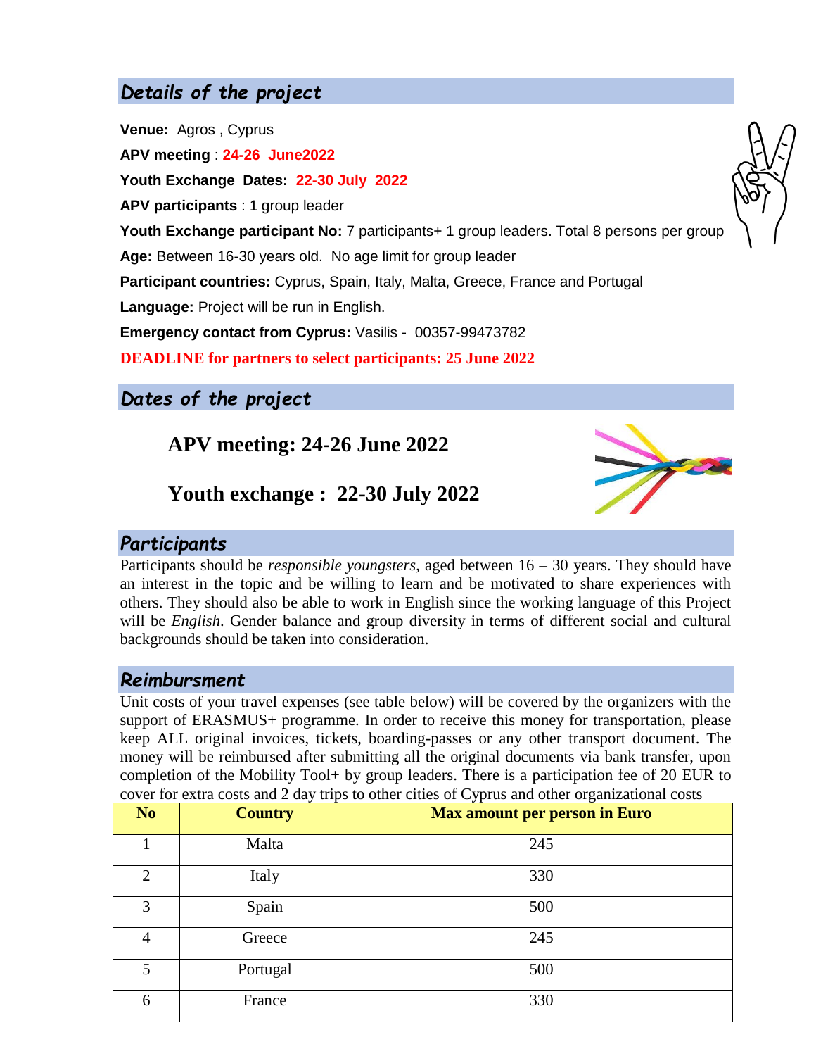## Details of the project

**Venue:** Agros , Cyprus

**APV meeting** : **24-26 June2022**

**Youth Exchange Dates: 22-30 July 2022**

**APV participants** : 1 group leader

**Youth Exchange participant No:** 7 participants+ 1 group leaders. Total 8 persons per group

**Age:** Between 16-30 years old. No age limit for group leader

**Participant countries:** Cyprus, Spain, Italy, Malta, Greece, France and Portugal

**Language:** Project will be run in English.

**Emergency contact from Cyprus:** Vasilis - 00357-99473782

**DEADLINE for partners to select participants: 25 June 2022**

## Dates of the project

**APV meeting: 24-26 June 2022**

**Youth exchange : 22-30 July 2022**

## Participants

Participants should be *responsible youngsters*, aged between 16 – 30 years. They should have an interest in the topic and be willing to learn and be motivated to share experiences with others. They should also be able to work in English since the working language of this Project will be *English*. Gender balance and group diversity in terms of different social and cultural backgrounds should be taken into consideration.

## Reimbursment

Unit costs of your travel expenses (see table below) will be covered by the organizers with the support of ERASMUS+ programme. In order to receive this money for transportation, please keep ALL original invoices, tickets, boarding-passes or any other transport document. The money will be reimbursed after submitting all the original documents via bank transfer, upon completion of the Mobility Tool+ by group leaders. There is a participation fee of 20 EUR to cover for extra costs and 2 day trips to other cities of Cyprus and other organizational costs

| No | Country | Max amount per person in Euro |
|---|---|---|
| 1 | Malta | 245 |
| 2 | Italy | 330 |
| 3 | Spain | 500 |
| 4 | Greece | 245 |
| 5 | Portugal | 500 |
| 6 | France | 330 |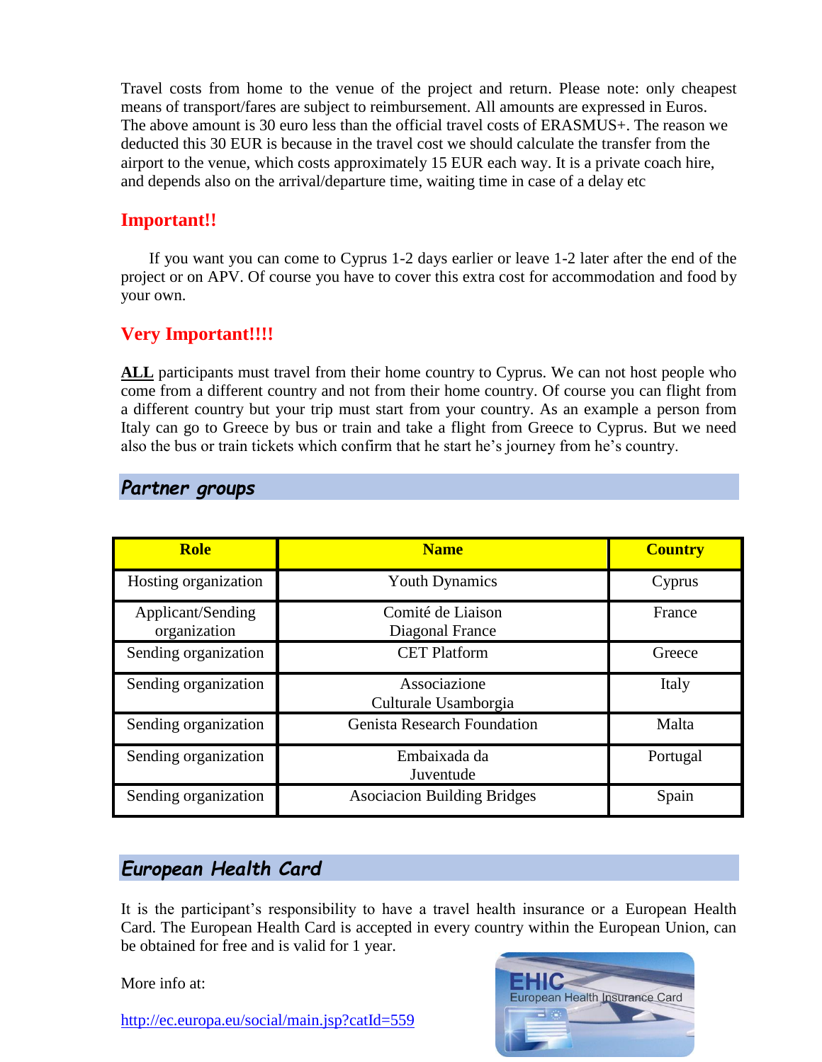Travel costs from home to the venue of the project and return. Please note: only cheapest means of transport/fares are subject to reimbursement. All amounts are expressed in Euros. The above amount is 30 euro less than the official travel costs of ERASMUS+. The reason we deducted this 30 EUR is because in the travel cost we should calculate the transfer from the airport to the venue, which costs approximately 15 EUR each way. It is a private coach hire, and depends also on the arrival/departure time, waiting time in case of a delay etc

## Important!!

If you want you can come to Cyprus 1-2 days earlier or leave 1-2 later after the end of the project or on APV. Of course you have to cover this extra cost for accommodation and food by your own.

## Very Important!!!!

**ALL** participants must travel from their home country to Cyprus. We can not host people who come from a different country and not from their home country. Of course you can flight from a different country but your trip must start from your country. As an example a person from Italy can go to Greece by bus or train and take a flight from Greece to Cyprus. But we need also the bus or train tickets which confirm that he start he's journey from he's country.

## *Partner groups*

| Role | Name | Country |
|---|---|---|
| Hosting organization | Youth Dynamics | Cyprus |
| Applicant/Sending organization | Comité de Liaison Diagonal France | France |
| Sending organization | CET Platform | Greece |
| Sending organization | Associazione Culturale Usamborgia | Italy |
| Sending organization | Genista Research Foundation | Malta |
| Sending organization | Embaixada da Juventude | Portugal |
| Sending organization | Asociacion Building Bridges | Spain |

## *European Health Card*

It is the participant's responsibility to have a travel health insurance or a European Health Card. The European Health Card is accepted in every country within the European Union, can be obtained for free and is valid for 1 year.

More info at:

http://ec.europa.eu/social/main.jsp?catId=559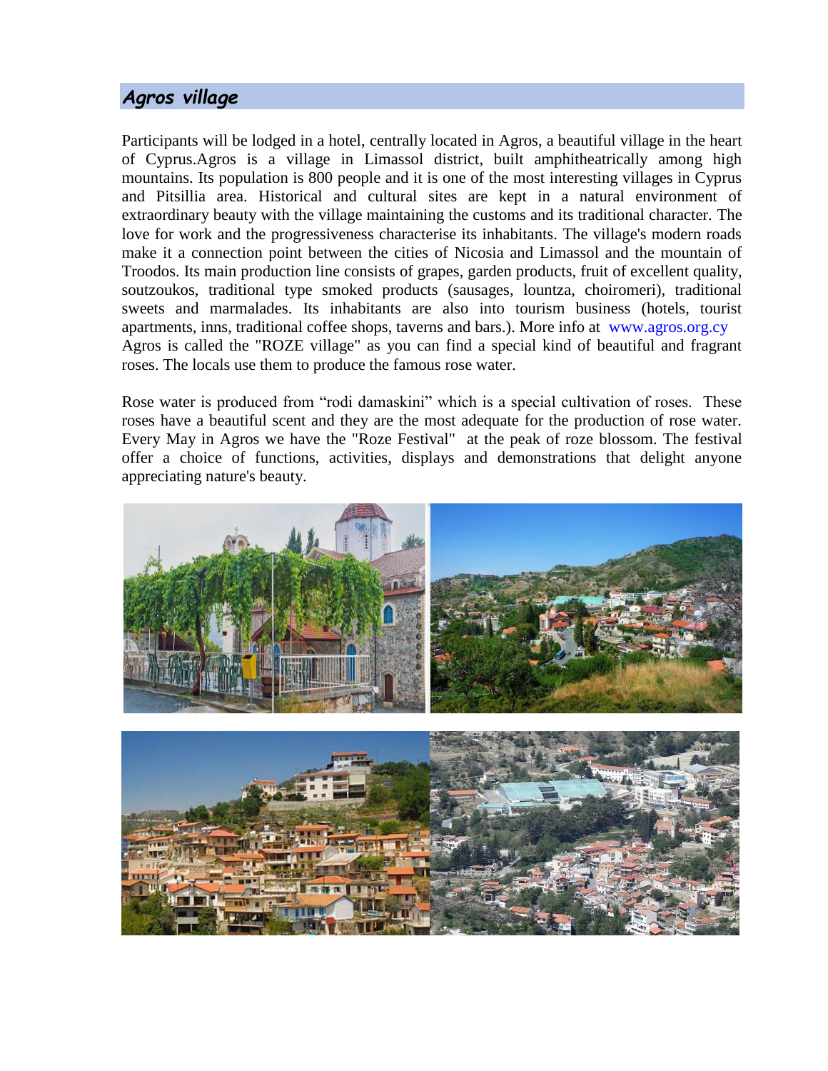## *Agros village*

Participants will be lodged in a hotel, centrally located in Agros, a beautiful village in the heart of Cyprus.Agros is a village in Limassol district, built amphitheatrically among high mountains. Its population is 800 people and it is one of the most interesting villages in Cyprus and Pitsillia area. Historical and cultural sites are kept in a natural environment of extraordinary beauty with the village maintaining the customs and its traditional character. The love for work and the progressiveness characterise its inhabitants. The village's modern roads make it a connection point between the cities of Nicosia and Limassol and the mountain of Troodos. Its main production line consists of grapes, garden products, fruit of excellent quality, soutzoukos, traditional type smoked products (sausages, lountza, choiromeri), traditional sweets and marmalades. Its inhabitants are also into tourism business (hotels, tourist apartments, inns, traditional coffee shops, taverns and bars.). More info at www.agros.org.cy
Agros is called the "ROZE village" as you can find a special kind of beautiful and fragrant roses. The locals use them to produce the famous rose water.

Rose water is produced from “rodi damaskini” which is a special cultivation of roses. These roses have a beautiful scent and they are the most adequate for the production of rose water. Every May in Agros we have the "Roze Festival" at the peak of roze blossom. The festival offer a choice of functions, activities, displays and demonstrations that delight anyone appreciating nature's beauty.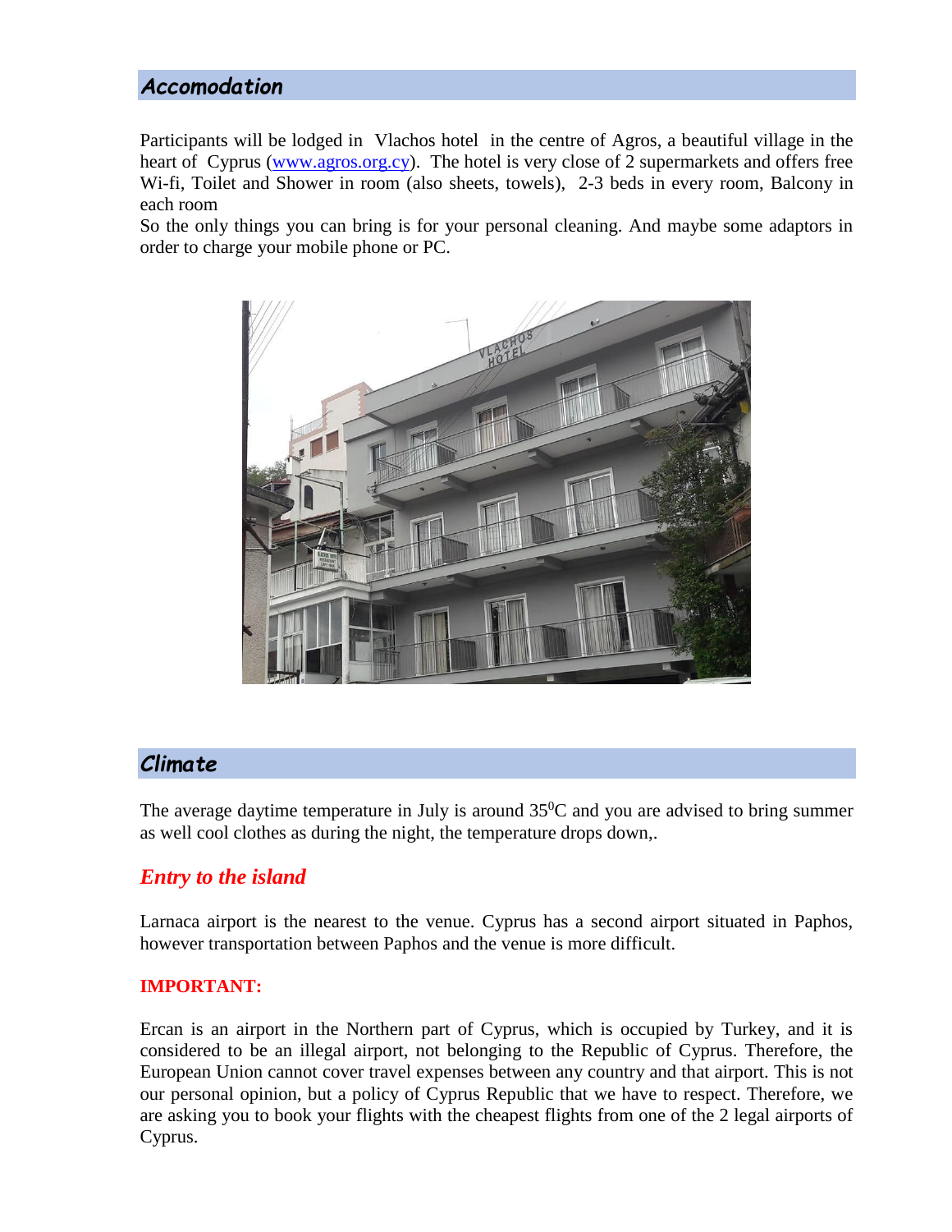## Accomodation

Participants will be lodged in Vlachos hotel in the centre of Agros, a beautiful village in the heart of Cyprus ([www.agros.org.cy](http://www.agros.org.cy)). The hotel is very close of 2 supermarkets and offers free Wi-fi, Toilet and Shower in room (also sheets, towels), 2-3 beds in every room, Balcony in each room

So the only things you can bring is for your personal cleaning. And maybe some adaptors in order to charge your mobile phone or PC.

## Climate

The average daytime temperature in July is around $35^0$C and you are advised to bring summer as well cool clothes as during the night, the temperature drops down,.

### *Entry to the island*

Larnaca airport is the nearest to the venue. Cyprus has a second airport situated in Paphos, however transportation between Paphos and the venue is more difficult.

**IMPORTANT:**

Ercan is an airport in the Northern part of Cyprus, which is occupied by Turkey, and it is considered to be an illegal airport, not belonging to the Republic of Cyprus. Therefore, the European Union cannot cover travel expenses between any country and that airport. This is not our personal opinion, but a policy of Cyprus Republic that we have to respect. Therefore, we are asking you to book your flights with the cheapest flights from one of the 2 legal airports of Cyprus.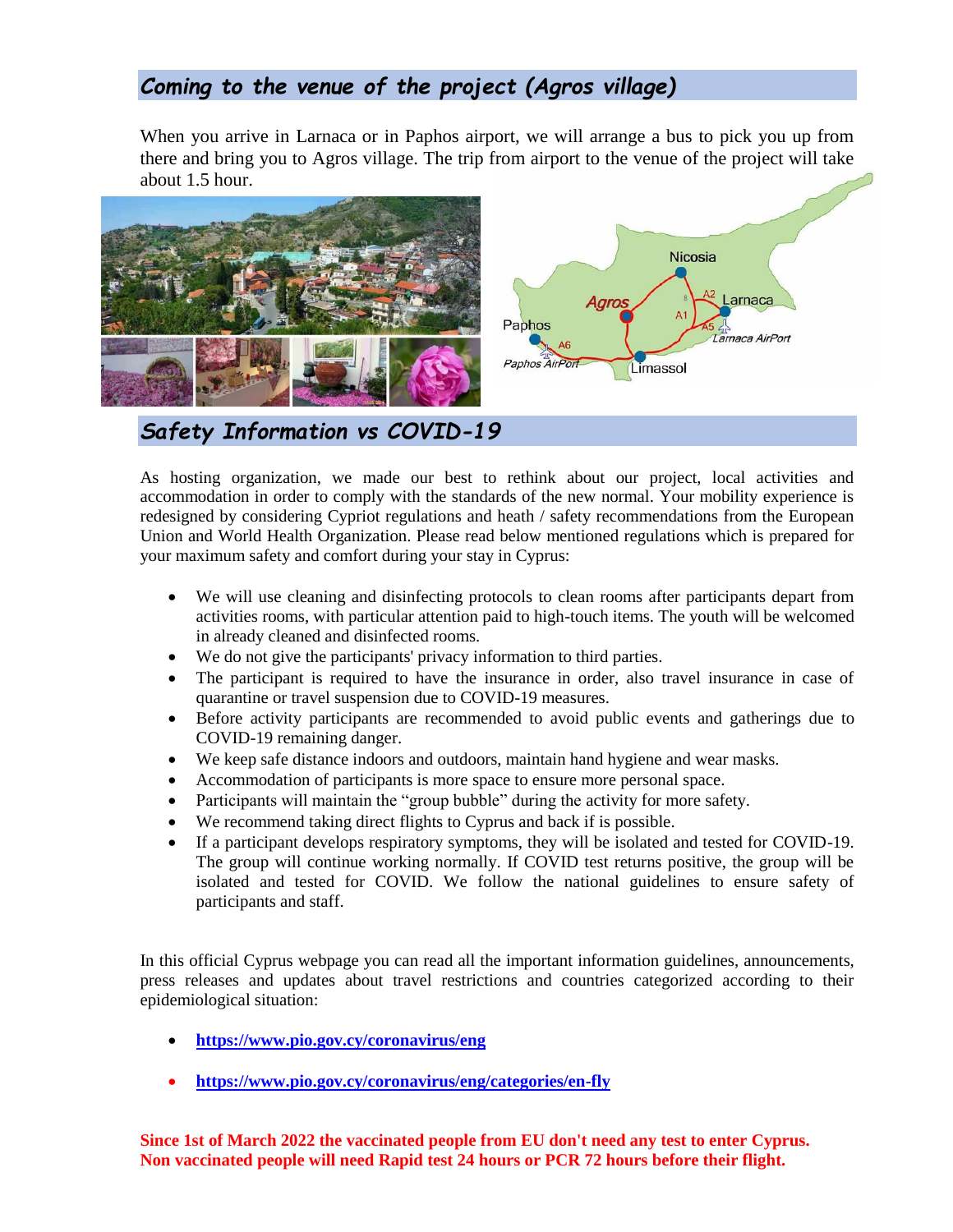## Coming to the venue of the project (Agros village)

When you arrive in Larnaca or in Paphos airport, we will arrange a bus to pick you up from there and bring you to Agros village. The trip from airport to the venue of the project will take about 1.5 hour.

## Safety Information vs COVID-19

As hosting organization, we made our best to rethink about our project, local activities and accommodation in order to comply with the standards of the new normal. Your mobility experience is redesigned by considering Cypriot regulations and heath / safety recommendations from the European Union and World Health Organization. Please read below mentioned regulations which is prepared for your maximum safety and comfort during your stay in Cyprus:

- We will use cleaning and disinfecting protocols to clean rooms after participants depart from activities rooms, with particular attention paid to high-touch items. The youth will be welcomed in already cleaned and disinfected rooms.
- We do not give the participants' privacy information to third parties.
- The participant is required to have the insurance in order, also travel insurance in case of quarantine or travel suspension due to COVID-19 measures.
- Before activity participants are recommended to avoid public events and gatherings due to COVID-19 remaining danger.
- We keep safe distance indoors and outdoors, maintain hand hygiene and wear masks.
- Accommodation of participants is more space to ensure more personal space.
- Participants will maintain the "group bubble" during the activity for more safety.
- We recommend taking direct flights to Cyprus and back if is possible.
- If a participant develops respiratory symptoms, they will be isolated and tested for COVID-19. The group will continue working normally. If COVID test returns positive, the group will be isolated and tested for COVID. We follow the national guidelines to ensure safety of participants and staff.

In this official Cyprus webpage you can read all the important information guidelines, announcements, press releases and updates about travel restrictions and countries categorized according to their epidemiological situation:

- **https://www.pio.gov.cy/coronavirus/eng**
- **https://www.pio.gov.cy/coronavirus/eng/categories/en-fly**

**Since 1st of March 2022 the vaccinated people from EU don't need any test to enter Cyprus. Non vaccinated people will need Rapid test 24 hours or PCR 72 hours before their flight.**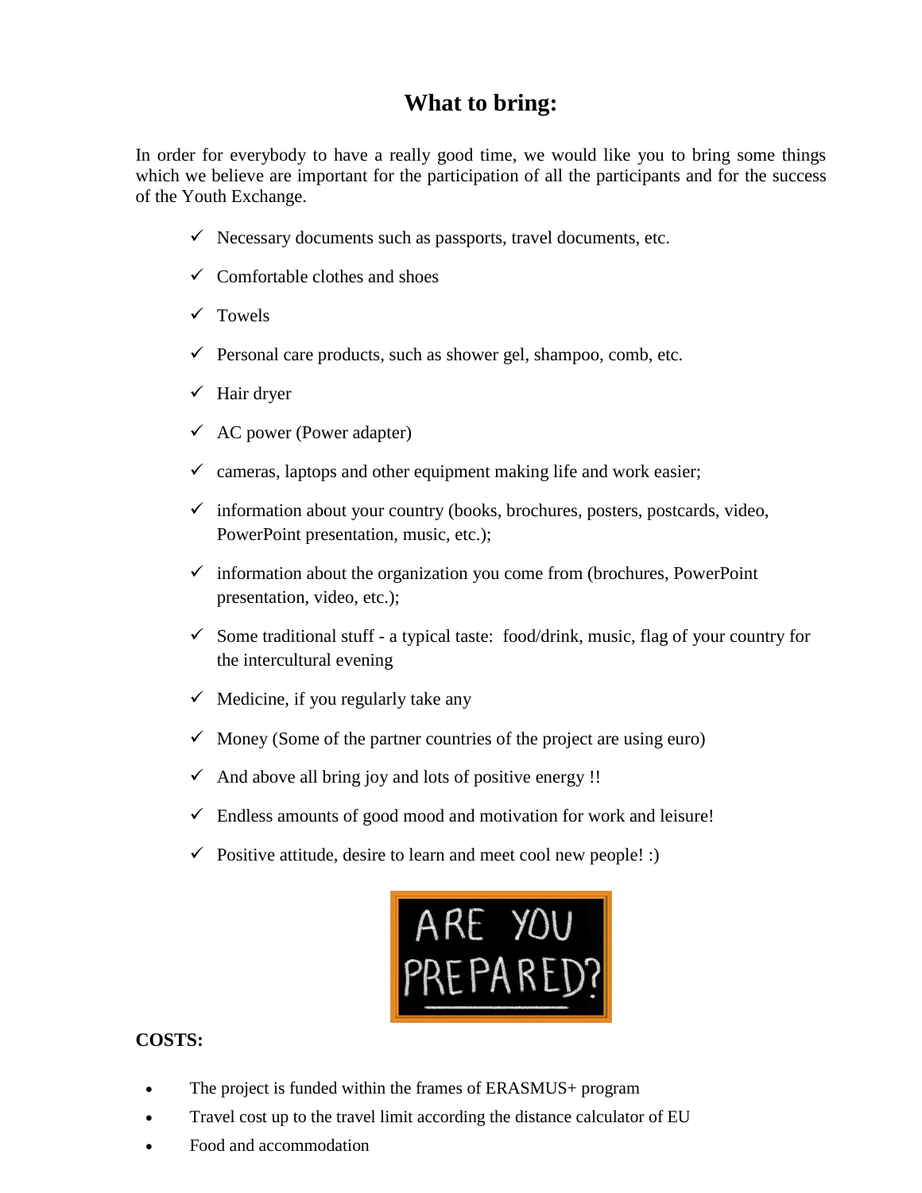# What to bring:

In order for everybody to have a really good time, we would like you to bring some things which we believe are important for the participation of all the participants and for the success of the Youth Exchange.

- ✓ Necessary documents such as passports, travel documents, etc.
- ✓ Comfortable clothes and shoes
- ✓ Towels
- ✓ Personal care products, such as shower gel, shampoo, comb, etc.
- ✓ Hair dryer
- ✓ AC power (Power adapter)
- ✓ cameras, laptops and other equipment making life and work easier;
- ✓ information about your country (books, brochures, posters, postcards, video, PowerPoint presentation, music, etc.);
- ✓ information about the organization you come from (brochures, PowerPoint presentation, video, etc.);
- ✓ Some traditional stuff - a typical taste: food/drink, music, flag of your country for the intercultural evening
- ✓ Medicine, if you regularly take any
- ✓ Money (Some of the partner countries of the project are using euro)
- ✓ And above all bring joy and lots of positive energy !!
- ✓ Endless amounts of good mood and motivation for work and leisure!
- ✓ Positive attitude, desire to learn and meet cool new people! :)

ARE YOU PREPARED?

**COSTS:**

- The project is funded within the frames of ERASMUS+ program
- Travel cost up to the travel limit according the distance calculator of EU
- Food and accommodation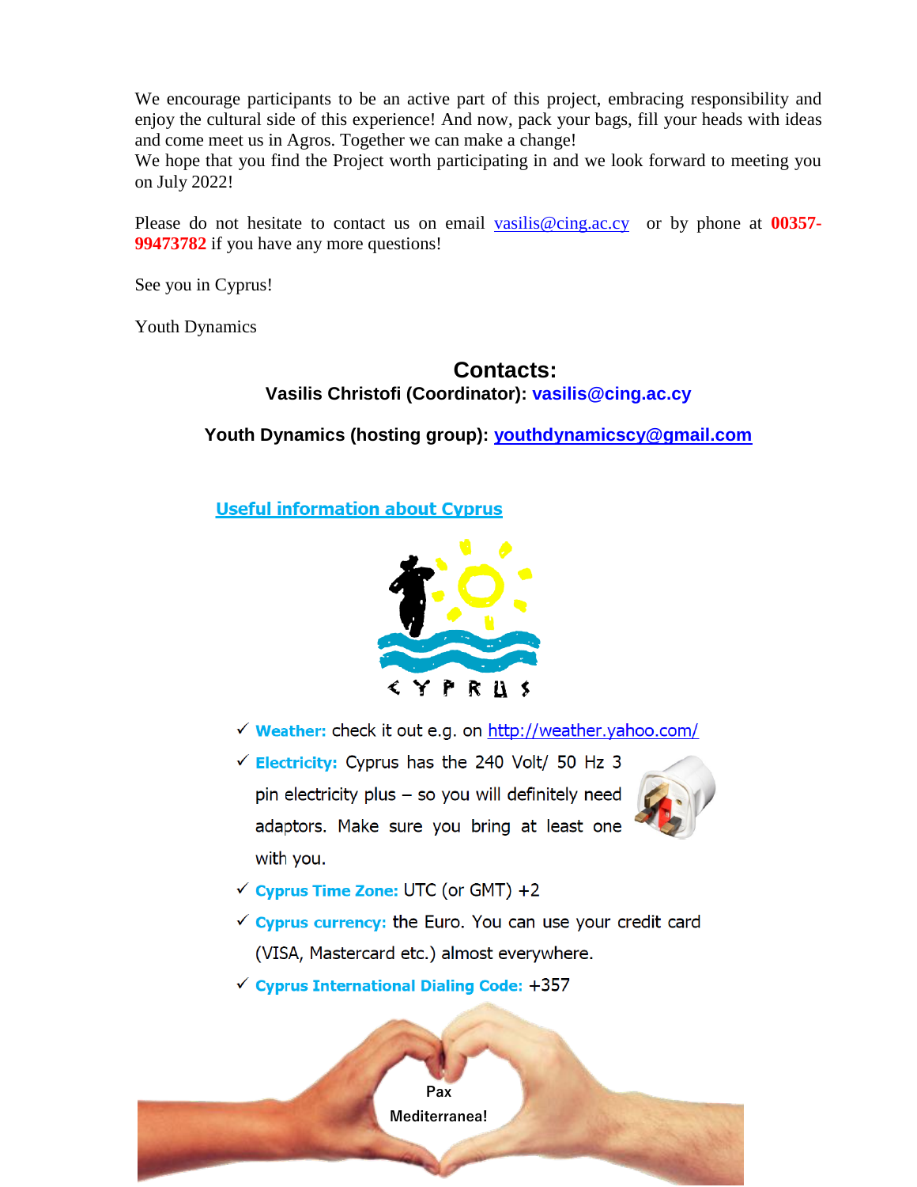We encourage participants to be an active part of this project, embracing responsibility and enjoy the cultural side of this experience! And now, pack your bags, fill your heads with ideas and come meet us in Agros. Together we can make a change!
We hope that you find the Project worth participating in and we look forward to meeting you on July 2022!

Please do not hesitate to contact us on email vasilis@cing.ac.cy or by phone at **00357-99473782** if you have any more questions!

See you in Cyprus!

Youth Dynamics

## Contacts:

**Vasilis Christofi (Coordinator): vasilis@cing.ac.cy**

**Youth Dynamics (hosting group): youthdynamicscy@gmail.com**

### Useful information about Cyprus

CYPRUS

- ✓ **Weather:** check it out e.g. on http://weather.yahoo.com/
- ✓ **Electricity:** Cyprus has the 240 Volt/ 50 Hz 3 pin electricity plus – so you will definitely need adaptors. Make sure you bring at least one with you.
- ✓ **Cyprus Time Zone:** UTC (or GMT) +2
- ✓ **Cyprus currency:** the Euro. You can use your credit card (VISA, Mastercard etc.) almost everywhere.
- ✓ **Cyprus International Dialing Code:** +357

Pax
Mediterranea!